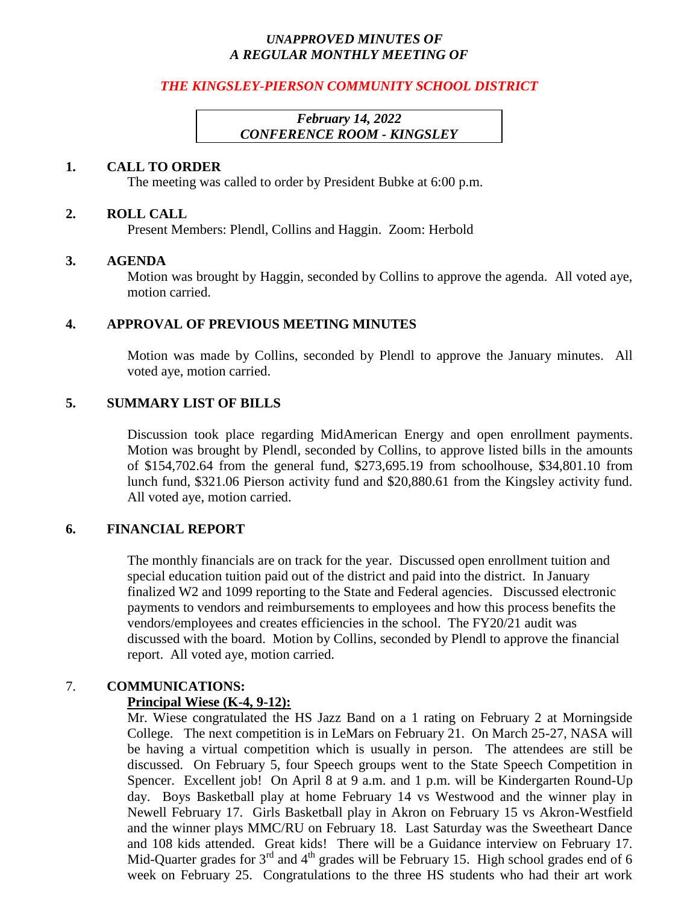*UNAPPROVED MINUTES OF*
*A REGULAR MONTHLY MEETING OF*

***THE KINGSLEY-PIERSON COMMUNITY SCHOOL DISTRICT***

*February 14, 2022*
*CONFERENCE ROOM - KINGSLEY*

**1. CALL TO ORDER**

The meeting was called to order by President Bubke at 6:00 p.m.

**2. ROLL CALL**

Present Members: Plendl, Collins and Haggin. Zoom: Herbold

**3. AGENDA**

Motion was brought by Haggin, seconded by Collins to approve the agenda. All voted aye, motion carried.

**4. APPROVAL OF PREVIOUS MEETING MINUTES**

Motion was made by Collins, seconded by Plendl to approve the January minutes. All voted aye, motion carried.

**5. SUMMARY LIST OF BILLS**

Discussion took place regarding MidAmerican Energy and open enrollment payments. Motion was brought by Plendl, seconded by Collins, to approve listed bills in the amounts of $154,702.64 from the general fund, $273,695.19 from schoolhouse, $34,801.10 from lunch fund, $321.06 Pierson activity fund and $20,880.61 from the Kingsley activity fund. All voted aye, motion carried.

**6. FINANCIAL REPORT**

The monthly financials are on track for the year. Discussed open enrollment tuition and special education tuition paid out of the district and paid into the district. In January finalized W2 and 1099 reporting to the State and Federal agencies. Discussed electronic payments to vendors and reimbursements to employees and how this process benefits the vendors/employees and creates efficiencies in the school. The FY20/21 audit was discussed with the board. Motion by Collins, seconded by Plendl to approve the financial report. All voted aye, motion carried.

**7. COMMUNICATIONS:**

**Principal Wiese (K-4, 9-12):**

Mr. Wiese congratulated the HS Jazz Band on a 1 rating on February 2 at Morningside College. The next competition is in LeMars on February 21. On March 25-27, NASA will be having a virtual competition which is usually in person. The attendees are still be discussed. On February 5, four Speech groups went to the State Speech Competition in Spencer. Excellent job! On April 8 at 9 a.m. and 1 p.m. will be Kindergarten Round-Up day. Boys Basketball play at home February 14 vs Westwood and the winner play in Newell February 17. Girls Basketball play in Akron on February 15 vs Akron-Westfield and the winner plays MMC/RU on February 18. Last Saturday was the Sweetheart Dance and 108 kids attended. Great kids! There will be a Guidance interview on February 17. Mid-Quarter grades for 3rd and 4th grades will be February 15. High school grades end of 6 week on February 25. Congratulations to the three HS students who had their art work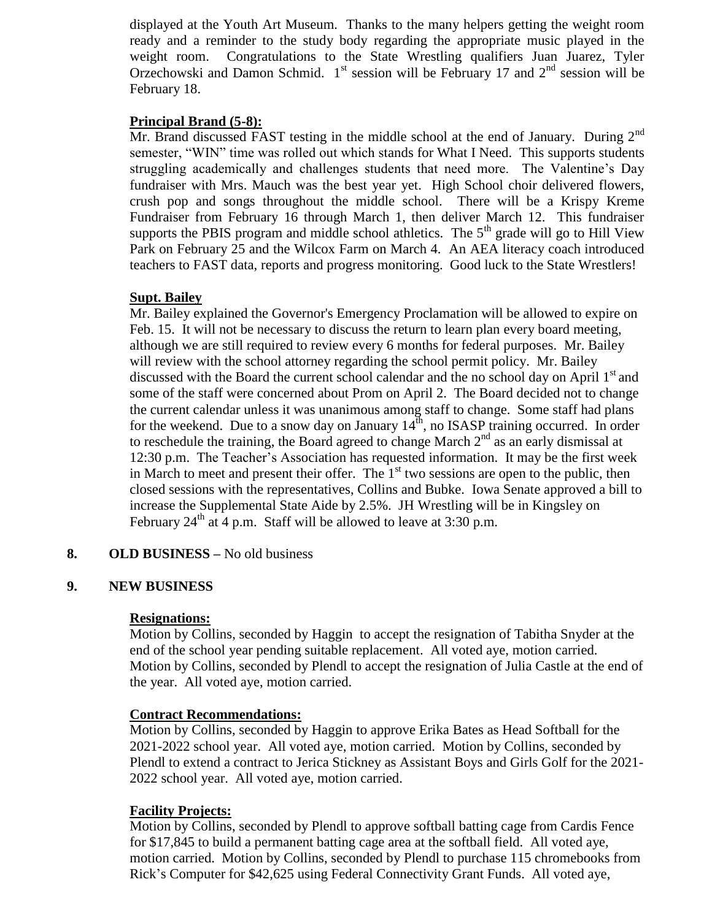displayed at the Youth Art Museum. Thanks to the many helpers getting the weight room ready and a reminder to the study body regarding the appropriate music played in the weight room. Congratulations to the State Wrestling qualifiers Juan Juarez, Tyler Orzechowski and Damon Schmid. 1st session will be February 17 and 2nd session will be February 18.

**Principal Brand (5-8):**

Mr. Brand discussed FAST testing in the middle school at the end of January. During 2nd semester, "WIN" time was rolled out which stands for What I Need. This supports students struggling academically and challenges students that need more. The Valentine's Day fundraiser with Mrs. Mauch was the best year yet. High School choir delivered flowers, crush pop and songs throughout the middle school. There will be a Krispy Kreme Fundraiser from February 16 through March 1, then deliver March 12. This fundraiser supports the PBIS program and middle school athletics. The 5th grade will go to Hill View Park on February 25 and the Wilcox Farm on March 4. An AEA literacy coach introduced teachers to FAST data, reports and progress monitoring. Good luck to the State Wrestlers!

**Supt. Bailey**

Mr. Bailey explained the Governor's Emergency Proclamation will be allowed to expire on Feb. 15. It will not be necessary to discuss the return to learn plan every board meeting, although we are still required to review every 6 months for federal purposes. Mr. Bailey will review with the school attorney regarding the school permit policy. Mr. Bailey discussed with the Board the current school calendar and the no school day on April 1st and some of the staff were concerned about Prom on April 2. The Board decided not to change the current calendar unless it was unanimous among staff to change. Some staff had plans for the weekend. Due to a snow day on January 14th, no ISASP training occurred. In order to reschedule the training, the Board agreed to change March 2nd as an early dismissal at 12:30 p.m. The Teacher's Association has requested information. It may be the first week in March to meet and present their offer. The 1st two sessions are open to the public, then closed sessions with the representatives, Collins and Bubke. Iowa Senate approved a bill to increase the Supplemental State Aide by 2.5%. JH Wrestling will be in Kingsley on February 24th at 4 p.m. Staff will be allowed to leave at 3:30 p.m.

**8. OLD BUSINESS –** No old business

**9. NEW BUSINESS**

**Resignations:**

Motion by Collins, seconded by Haggin to accept the resignation of Tabitha Snyder at the end of the school year pending suitable replacement. All voted aye, motion carried. Motion by Collins, seconded by Plendl to accept the resignation of Julia Castle at the end of the year. All voted aye, motion carried.

**Contract Recommendations:**

Motion by Collins, seconded by Haggin to approve Erika Bates as Head Softball for the 2021-2022 school year. All voted aye, motion carried. Motion by Collins, seconded by Plendl to extend a contract to Jerica Stickney as Assistant Boys and Girls Golf for the 2021-2022 school year. All voted aye, motion carried.

**Facility Projects:**

Motion by Collins, seconded by Plendl to approve softball batting cage from Cardis Fence for $17,845 to build a permanent batting cage area at the softball field. All voted aye, motion carried. Motion by Collins, seconded by Plendl to purchase 115 chromebooks from Rick's Computer for $42,625 using Federal Connectivity Grant Funds. All voted aye,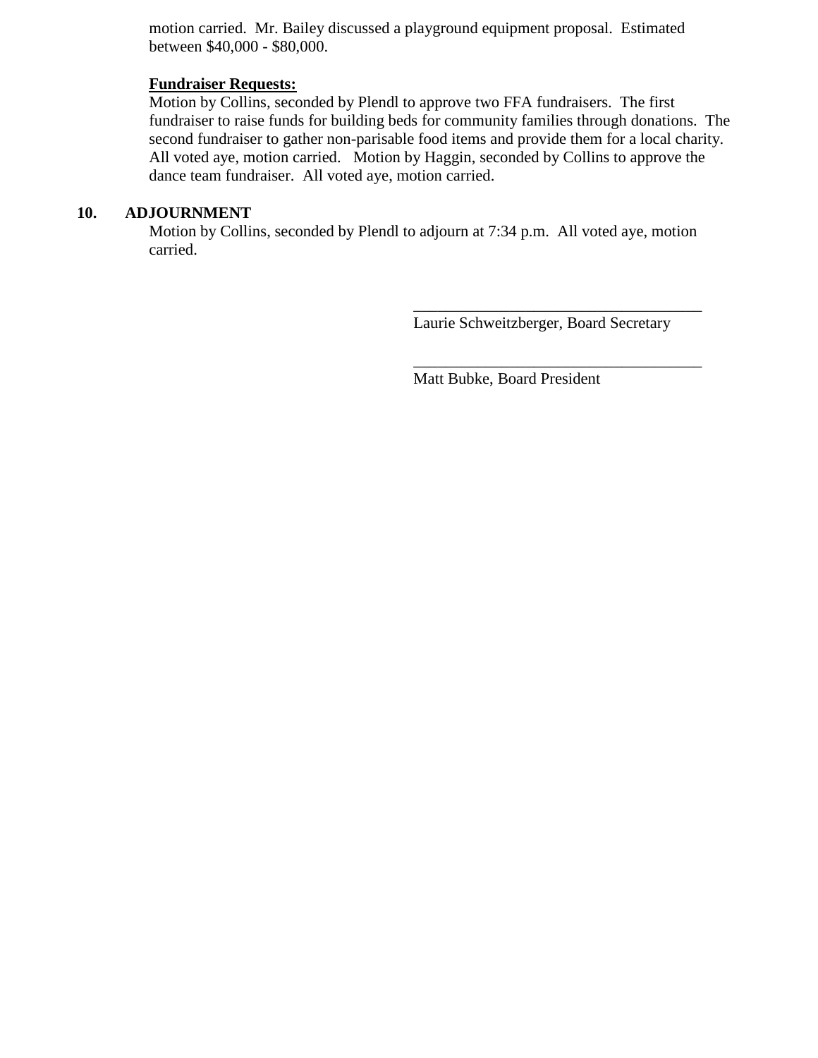motion carried. Mr. Bailey discussed a playground equipment proposal. Estimated between $40,000 - $80,000.

**Fundraiser Requests:**
Motion by Collins, seconded by Plendl to approve two FFA fundraisers. The first fundraiser to raise funds for building beds for community families through donations. The second fundraiser to gather non-parisable food items and provide them for a local charity. All voted aye, motion carried. Motion by Haggin, seconded by Collins to approve the dance team fundraiser. All voted aye, motion carried.

**10. ADJOURNMENT**
Motion by Collins, seconded by Plendl to adjourn at 7:34 p.m. All voted aye, motion carried.

\_\_\_\_\_\_\_\_\_\_\_\_\_\_\_\_\_\_\_\_\_\_\_\_\_\_\_\_\_\_\_\_\_\_\_\_
Laurie Schweitzberger, Board Secretary

\_\_\_\_\_\_\_\_\_\_\_\_\_\_\_\_\_\_\_\_\_\_\_\_\_\_\_\_\_\_\_\_\_\_\_\_
Matt Bubke, Board President